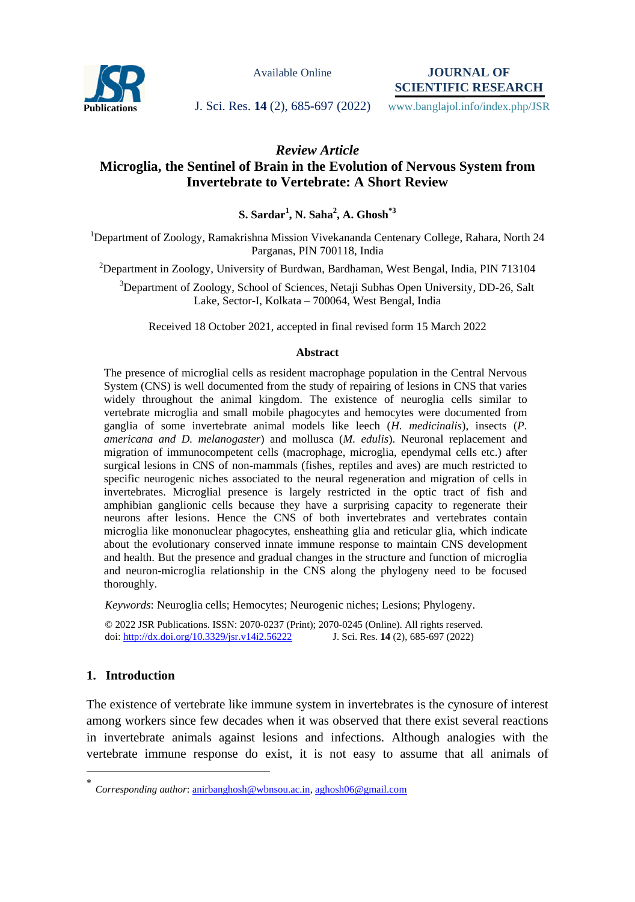*Review Article*

# Microglia, the Sentinel of Brain in the Evolution of Nervous System from Invertebrate to Vertebrate: A Short Review

**S. Sardar[1], N. Saha[2], A. Ghosh[*3]**

[1]Department of Zoology, Ramakrishna Mission Vivekananda Centenary College, Rahara, North 24 Parganas, PIN 700118, India

[2]Department in Zoology, University of Burdwan, Bardhaman, West Bengal, India, PIN 713104

[3]Department of Zoology, School of Sciences, Netaji Subhas Open University, DD-26, Salt Lake, Sector-I, Kolkata – 700064, West Bengal, India

Received 18 October 2021, accepted in final revised form 15 March 2022

### Abstract

The presence of microglial cells as resident macrophage population in the Central Nervous System (CNS) is well documented from the study of repairing of lesions in CNS that varies widely throughout the animal kingdom. The existence of neuroglia cells similar to vertebrate microglia and small mobile phagocytes and hemocytes were documented from ganglia of some invertebrate animal models like leech (*H. medicinalis*), insects (*P. americana and D. melanogaster*) and mollusca (*M. edulis*). Neuronal replacement and migration of immunocompetent cells (macrophage, microglia, ependymal cells etc.) after surgical lesions in CNS of non-mammals (fishes, reptiles and aves) are much restricted to specific neurogenic niches associated to the neural regeneration and migration of cells in invertebrates. Microglial presence is largely restricted in the optic tract of fish and amphibian ganglionic cells because they have a surprising capacity to regenerate their neurons after lesions. Hence the CNS of both invertebrates and vertebrates contain microglia like mononuclear phagocytes, ensheathing glia and reticular glia, which indicate about the evolutionary conserved innate immune response to maintain CNS development and health. But the presence and gradual changes in the structure and function of microglia and neuron-microglia relationship in the CNS along the phylogeny need to be focused thoroughly.

*Keywords*: Neuroglia cells; Hemocytes; Neurogenic niches; Lesions; Phylogeny.

© 2022 JSR Publications. ISSN: 2070-0237 (Print); 2070-0245 (Online). All rights reserved.
doi: http://dx.doi.org/10.3329/jsr.v14i2.56222 J. Sci. Res. **14** (2), 685-697 (2022)

## 1. Introduction

The existence of vertebrate like immune system in invertebrates is the cynosure of interest among workers since few decades when it was observed that there exist several reactions in invertebrate animals against lesions and infections. Although analogies with the vertebrate immune response do exist, it is not easy to assume that all animals of

---

* *Corresponding author*: anirbanghosh@wbnsou.ac.in, aghosh06@gmail.com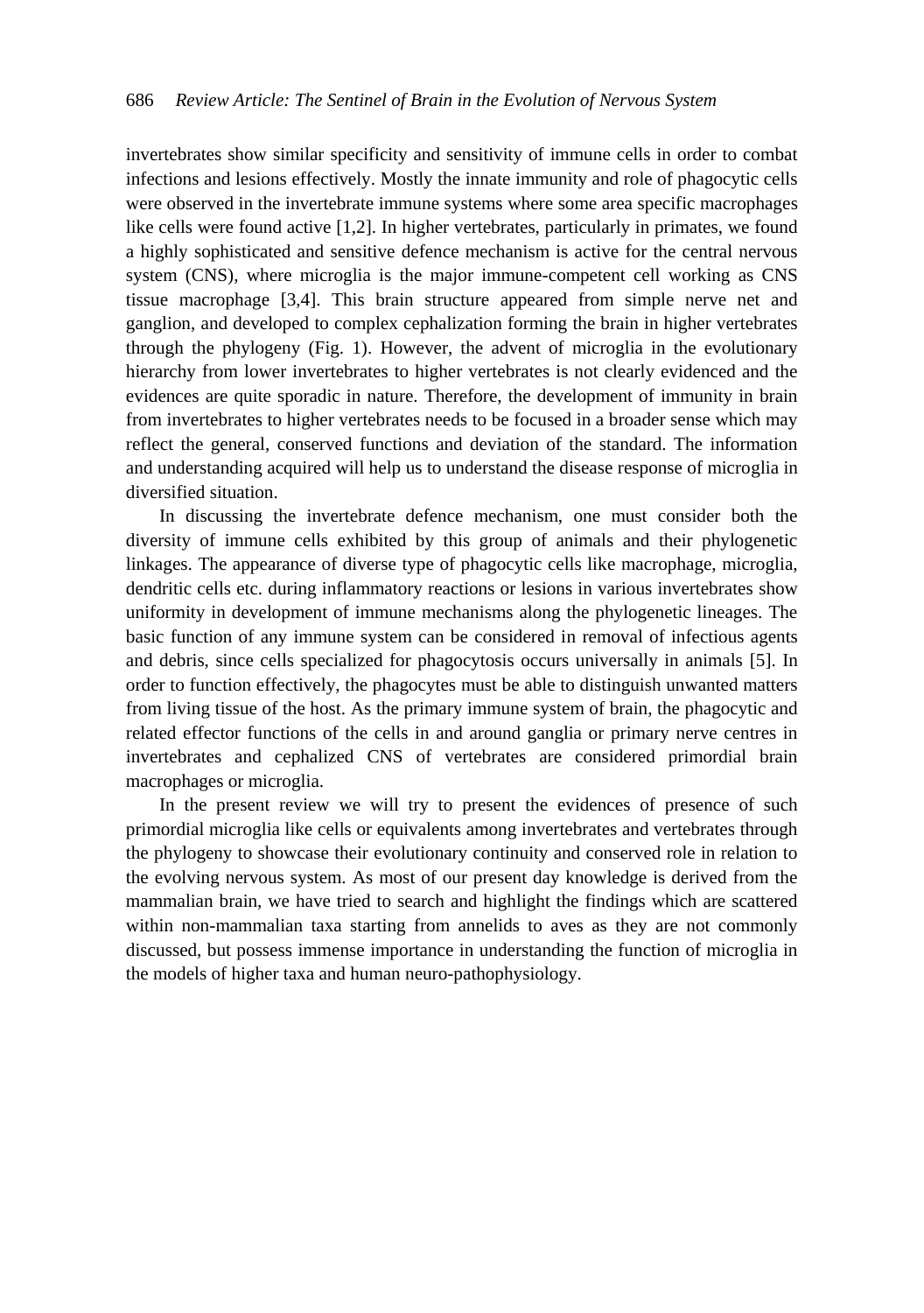invertebrates show similar specificity and sensitivity of immune cells in order to combat infections and lesions effectively. Mostly the innate immunity and role of phagocytic cells were observed in the invertebrate immune systems where some area specific macrophages like cells were found active [1,2]. In higher vertebrates, particularly in primates, we found a highly sophisticated and sensitive defence mechanism is active for the central nervous system (CNS), where microglia is the major immune-competent cell working as CNS tissue macrophage [3,4]. This brain structure appeared from simple nerve net and ganglion, and developed to complex cephalization forming the brain in higher vertebrates through the phylogeny (Fig. 1). However, the advent of microglia in the evolutionary hierarchy from lower invertebrates to higher vertebrates is not clearly evidenced and the evidences are quite sporadic in nature. Therefore, the development of immunity in brain from invertebrates to higher vertebrates needs to be focused in a broader sense which may reflect the general, conserved functions and deviation of the standard. The information and understanding acquired will help us to understand the disease response of microglia in diversified situation.

In discussing the invertebrate defence mechanism, one must consider both the diversity of immune cells exhibited by this group of animals and their phylogenetic linkages. The appearance of diverse type of phagocytic cells like macrophage, microglia, dendritic cells etc. during inflammatory reactions or lesions in various invertebrates show uniformity in development of immune mechanisms along the phylogenetic lineages. The basic function of any immune system can be considered in removal of infectious agents and debris, since cells specialized for phagocytosis occurs universally in animals [5]. In order to function effectively, the phagocytes must be able to distinguish unwanted matters from living tissue of the host. As the primary immune system of brain, the phagocytic and related effector functions of the cells in and around ganglia or primary nerve centres in invertebrates and cephalized CNS of vertebrates are considered primordial brain macrophages or microglia.

In the present review we will try to present the evidences of presence of such primordial microglia like cells or equivalents among invertebrates and vertebrates through the phylogeny to showcase their evolutionary continuity and conserved role in relation to the evolving nervous system. As most of our present day knowledge is derived from the mammalian brain, we have tried to search and highlight the findings which are scattered within non-mammalian taxa starting from annelids to aves as they are not commonly discussed, but possess immense importance in understanding the function of microglia in the models of higher taxa and human neuro-pathophysiology.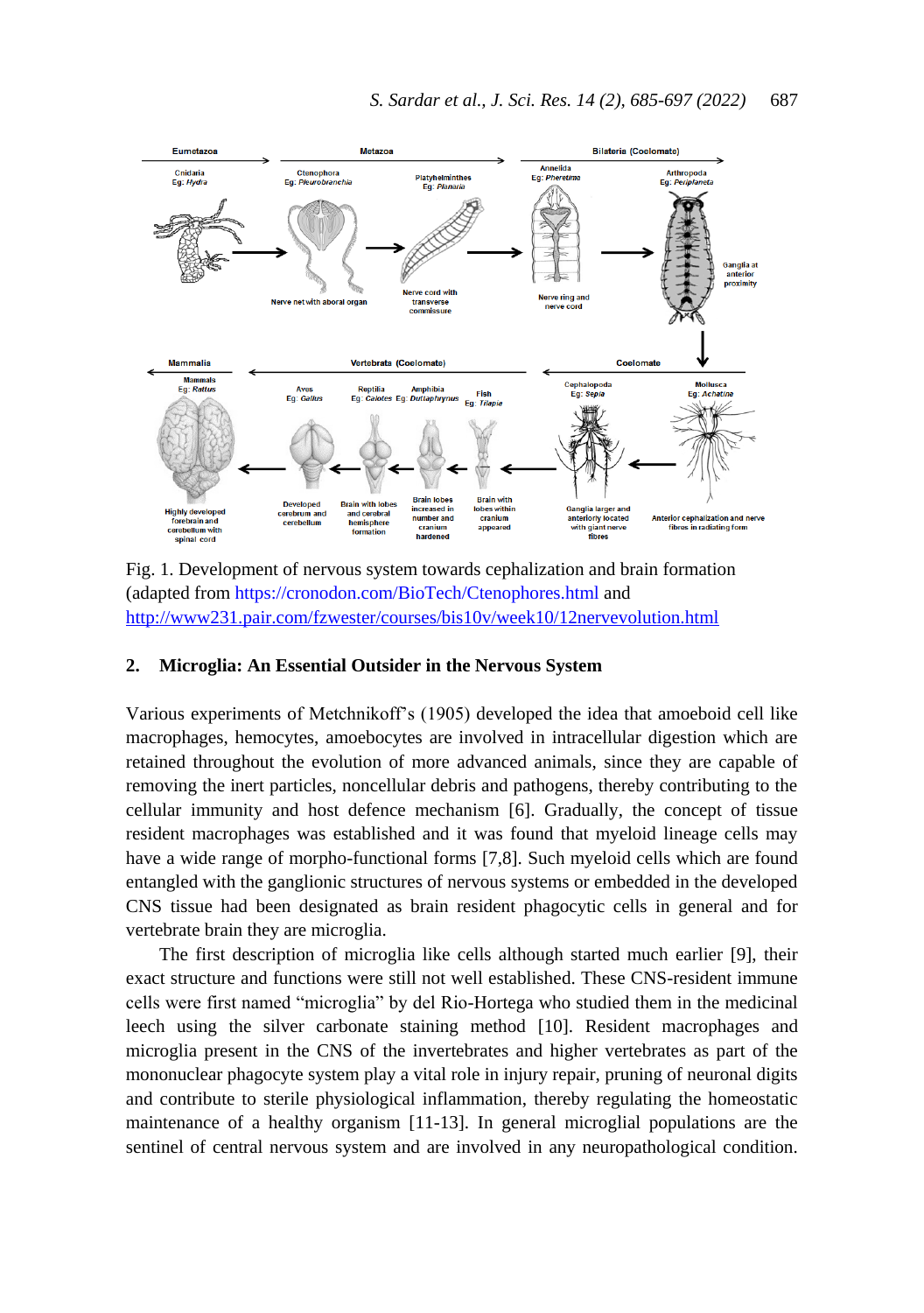Fig. 1. Development of nervous system towards cephalization and brain formation (adapted from https://cronodon.com/BioTech/Ctenophores.html and http://www231.pair.com/fzwester/courses/bis10v/week10/12nervevolution.html

## 2. Microglia: An Essential Outsider in the Nervous System

Various experiments of Metchnikoff's (1905) developed the idea that amoeboid cell like macrophages, hemocytes, amoebocytes are involved in intracellular digestion which are retained throughout the evolution of more advanced animals, since they are capable of removing the inert particles, noncellular debris and pathogens, thereby contributing to the cellular immunity and host defence mechanism [6]. Gradually, the concept of tissue resident macrophages was established and it was found that myeloid lineage cells may have a wide range of morpho-functional forms [7,8]. Such myeloid cells which are found entangled with the ganglionic structures of nervous systems or embedded in the developed CNS tissue had been designated as brain resident phagocytic cells in general and for vertebrate brain they are microglia.

The first description of microglia like cells although started much earlier [9], their exact structure and functions were still not well established. These CNS-resident immune cells were first named "microglia" by del Rio-Hortega who studied them in the medicinal leech using the silver carbonate staining method [10]. Resident macrophages and microglia present in the CNS of the invertebrates and higher vertebrates as part of the mononuclear phagocyte system play a vital role in injury repair, pruning of neuronal digits and contribute to sterile physiological inflammation, thereby regulating the homeostatic maintenance of a healthy organism [11-13]. In general microglial populations are the sentinel of central nervous system and are involved in any neuropathological condition.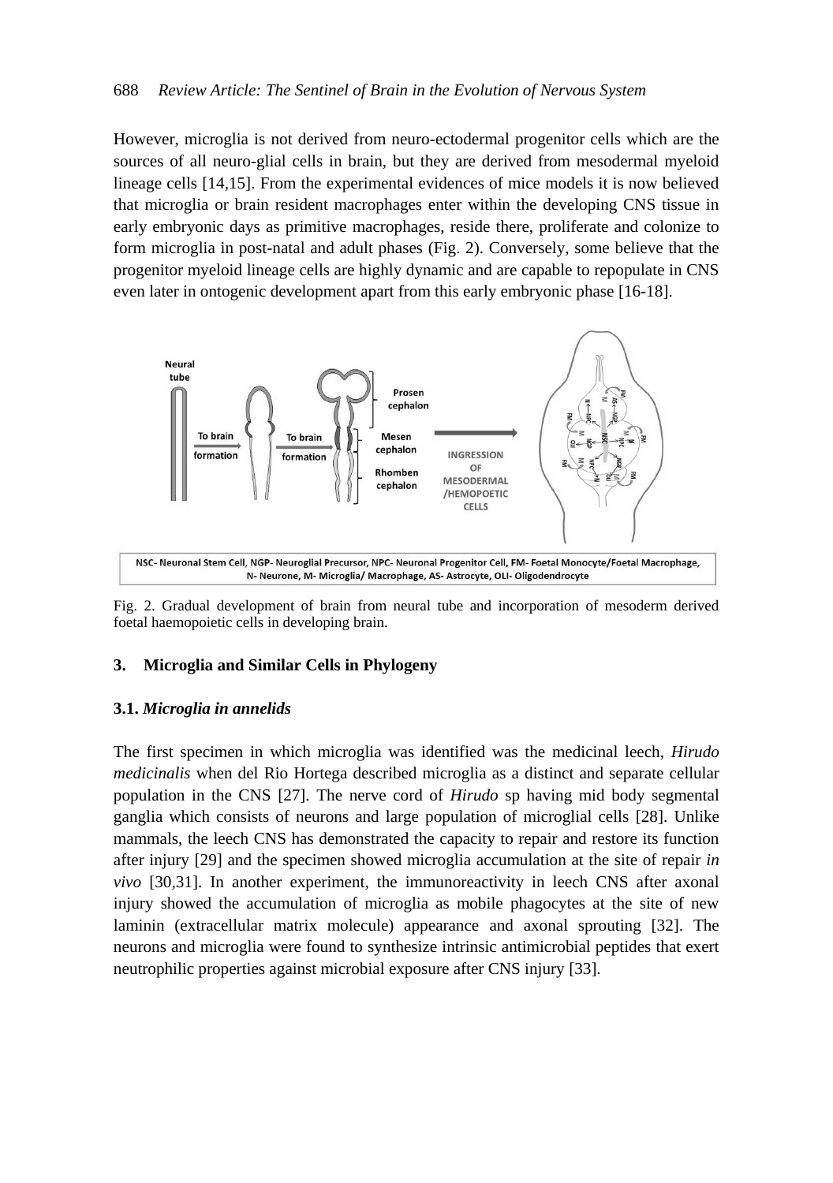However, microglia is not derived from neuro-ectodermal progenitor cells which are the sources of all neuro-glial cells in brain, but they are derived from mesodermal myeloid lineage cells [14,15]. From the experimental evidences of mice models it is now believed that microglia or brain resident macrophages enter within the developing CNS tissue in early embryonic days as primitive macrophages, reside there, proliferate and colonize to form microglia in post-natal and adult phases (Fig. 2). Conversely, some believe that the progenitor myeloid lineage cells are highly dynamic and are capable to repopulate in CNS even later in ontogenic development apart from this early embryonic phase [16-18].

NSC- Neuronal Stem Cell, NGP- Neuroglial Precursor, NPC- Neuronal Progenitor Cell, FM- Foetal Monocyte/Foetal Macrophage, N- Neurone, M- Microglia/ Macrophage, AS- Astrocyte, OLI- Oligodendrocyte

Fig. 2. Gradual development of brain from neural tube and incorporation of mesoderm derived foetal haemopoietic cells in developing brain.

## 3. Microglia and Similar Cells in Phylogeny

### 3.1. *Microglia in annelids*

The first specimen in which microglia was identified was the medicinal leech, *Hirudo medicinalis* when del Rio Hortega described microglia as a distinct and separate cellular population in the CNS [27]. The nerve cord of *Hirudo* sp having mid body segmental ganglia which consists of neurons and large population of microglial cells [28]. Unlike mammals, the leech CNS has demonstrated the capacity to repair and restore its function after injury [29] and the specimen showed microglia accumulation at the site of repair *in vivo* [30,31]. In another experiment, the immunoreactivity in leech CNS after axonal injury showed the accumulation of microglia as mobile phagocytes at the site of new laminin (extracellular matrix molecule) appearance and axonal sprouting [32]. The neurons and microglia were found to synthesize intrinsic antimicrobial peptides that exert neutrophilic properties against microbial exposure after CNS injury [33].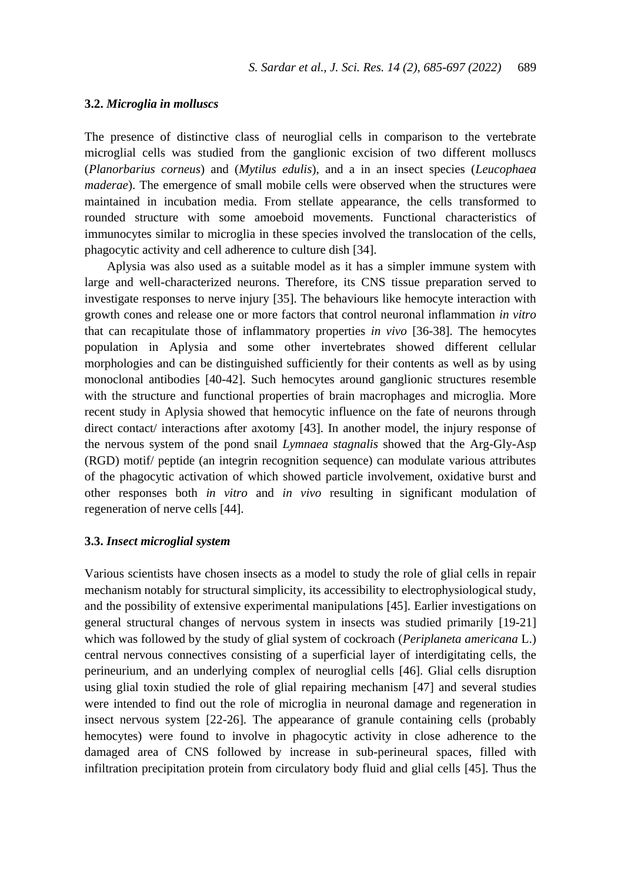### 3.2. *Microglia in molluscs*

The presence of distinctive class of neuroglial cells in comparison to the vertebrate microglial cells was studied from the ganglionic excision of two different molluscs (*Planorbarius corneus*) and (*Mytilus edulis*), and a in an insect species (*Leucophaea maderae*). The emergence of small mobile cells were observed when the structures were maintained in incubation media. From stellate appearance, the cells transformed to rounded structure with some amoeboid movements. Functional characteristics of immunocytes similar to microglia in these species involved the translocation of the cells, phagocytic activity and cell adherence to culture dish [34].

Aplysia was also used as a suitable model as it has a simpler immune system with large and well-characterized neurons. Therefore, its CNS tissue preparation served to investigate responses to nerve injury [35]. The behaviours like hemocyte interaction with growth cones and release one or more factors that control neuronal inflammation *in vitro* that can recapitulate those of inflammatory properties *in vivo* [36-38]. The hemocytes population in Aplysia and some other invertebrates showed different cellular morphologies and can be distinguished sufficiently for their contents as well as by using monoclonal antibodies [40-42]. Such hemocytes around ganglionic structures resemble with the structure and functional properties of brain macrophages and microglia. More recent study in Aplysia showed that hemocytic influence on the fate of neurons through direct contact/ interactions after axotomy [43]. In another model, the injury response of the nervous system of the pond snail *Lymnaea stagnalis* showed that the Arg-Gly-Asp (RGD) motif/ peptide (an integrin recognition sequence) can modulate various attributes of the phagocytic activation of which showed particle involvement, oxidative burst and other responses both *in vitro* and *in vivo* resulting in significant modulation of regeneration of nerve cells [44].

### 3.3. *Insect microglial system*

Various scientists have chosen insects as a model to study the role of glial cells in repair mechanism notably for structural simplicity, its accessibility to electrophysiological study, and the possibility of extensive experimental manipulations [45]. Earlier investigations on general structural changes of nervous system in insects was studied primarily [19-21] which was followed by the study of glial system of cockroach (*Periplaneta americana* L.) central nervous connectives consisting of a superficial layer of interdigitating cells, the perineurium, and an underlying complex of neuroglial cells [46]. Glial cells disruption using glial toxin studied the role of glial repairing mechanism [47] and several studies were intended to find out the role of microglia in neuronal damage and regeneration in insect nervous system [22-26]. The appearance of granule containing cells (probably hemocytes) were found to involve in phagocytic activity in close adherence to the damaged area of CNS followed by increase in sub-perineural spaces, filled with infiltration precipitation protein from circulatory body fluid and glial cells [45]. Thus the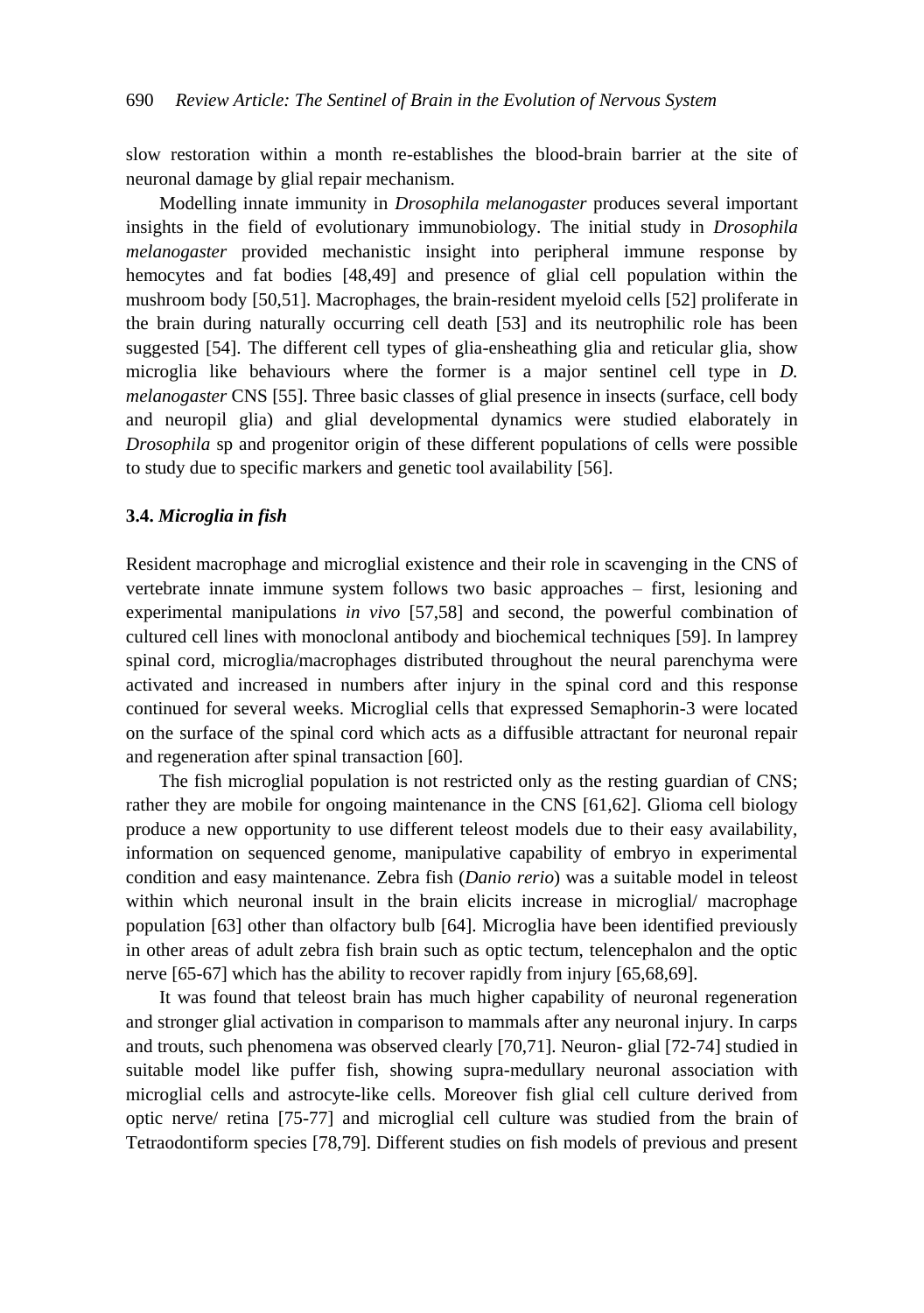slow restoration within a month re-establishes the blood-brain barrier at the site of neuronal damage by glial repair mechanism.

Modelling innate immunity in *Drosophila melanogaster* produces several important insights in the field of evolutionary immunobiology. The initial study in *Drosophila melanogaster* provided mechanistic insight into peripheral immune response by hemocytes and fat bodies [48,49] and presence of glial cell population within the mushroom body [50,51]. Macrophages, the brain-resident myeloid cells [52] proliferate in the brain during naturally occurring cell death [53] and its neutrophilic role has been suggested [54]. The different cell types of glia-ensheathing glia and reticular glia, show microglia like behaviours where the former is a major sentinel cell type in *D. melanogaster* CNS [55]. Three basic classes of glial presence in insects (surface, cell body and neuropil glia) and glial developmental dynamics were studied elaborately in *Drosophila* sp and progenitor origin of these different populations of cells were possible to study due to specific markers and genetic tool availability [56].

### 3.4. *Microglia in fish*

Resident macrophage and microglial existence and their role in scavenging in the CNS of vertebrate innate immune system follows two basic approaches – first, lesioning and experimental manipulations *in vivo* [57,58] and second, the powerful combination of cultured cell lines with monoclonal antibody and biochemical techniques [59]. In lamprey spinal cord, microglia/macrophages distributed throughout the neural parenchyma were activated and increased in numbers after injury in the spinal cord and this response continued for several weeks. Microglial cells that expressed Semaphorin-3 were located on the surface of the spinal cord which acts as a diffusible attractant for neuronal repair and regeneration after spinal transaction [60].

The fish microglial population is not restricted only as the resting guardian of CNS; rather they are mobile for ongoing maintenance in the CNS [61,62]. Glioma cell biology produce a new opportunity to use different teleost models due to their easy availability, information on sequenced genome, manipulative capability of embryo in experimental condition and easy maintenance. Zebra fish (*Danio rerio*) was a suitable model in teleost within which neuronal insult in the brain elicits increase in microglial/ macrophage population [63] other than olfactory bulb [64]. Microglia have been identified previously in other areas of adult zebra fish brain such as optic tectum, telencephalon and the optic nerve [65-67] which has the ability to recover rapidly from injury [65,68,69].

It was found that teleost brain has much higher capability of neuronal regeneration and stronger glial activation in comparison to mammals after any neuronal injury. In carps and trouts, such phenomena was observed clearly [70,71]. Neuron- glial [72-74] studied in suitable model like puffer fish, showing supra-medullary neuronal association with microglial cells and astrocyte-like cells. Moreover fish glial cell culture derived from optic nerve/ retina [75-77] and microglial cell culture was studied from the brain of Tetraodontiform species [78,79]. Different studies on fish models of previous and present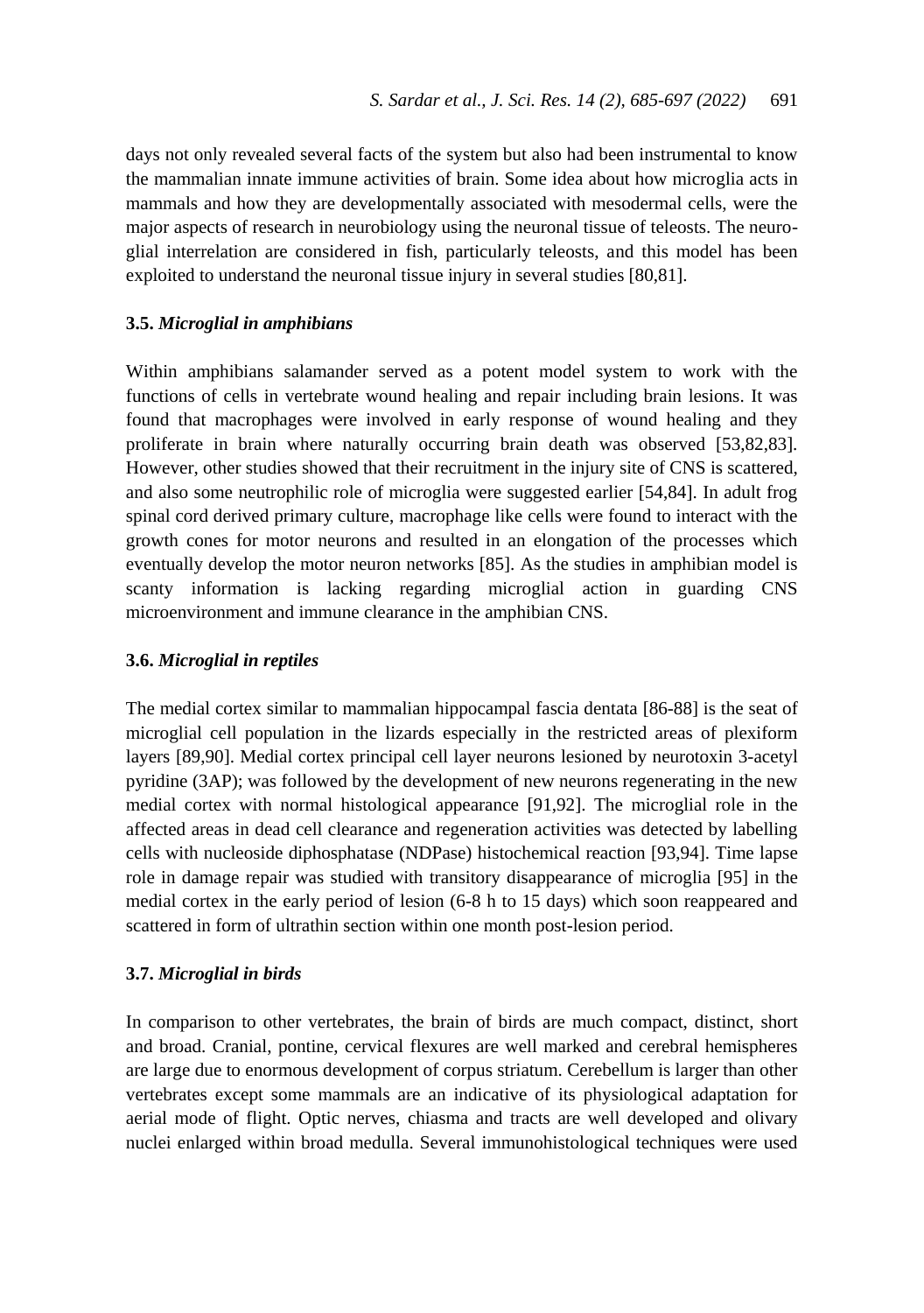days not only revealed several facts of the system but also had been instrumental to know the mammalian innate immune activities of brain. Some idea about how microglia acts in mammals and how they are developmentally associated with mesodermal cells, were the major aspects of research in neurobiology using the neuronal tissue of teleosts. The neuro-glial interrelation are considered in fish, particularly teleosts, and this model has been exploited to understand the neuronal tissue injury in several studies [80,81].

### 3.5. *Microglial in amphibians*

Within amphibians salamander served as a potent model system to work with the functions of cells in vertebrate wound healing and repair including brain lesions. It was found that macrophages were involved in early response of wound healing and they proliferate in brain where naturally occurring brain death was observed [53,82,83]. However, other studies showed that their recruitment in the injury site of CNS is scattered, and also some neutrophilic role of microglia were suggested earlier [54,84]. In adult frog spinal cord derived primary culture, macrophage like cells were found to interact with the growth cones for motor neurons and resulted in an elongation of the processes which eventually develop the motor neuron networks [85]. As the studies in amphibian model is scanty information is lacking regarding microglial action in guarding CNS microenvironment and immune clearance in the amphibian CNS.

### 3.6. *Microglial in reptiles*

The medial cortex similar to mammalian hippocampal fascia dentata [86-88] is the seat of microglial cell population in the lizards especially in the restricted areas of plexiform layers [89,90]. Medial cortex principal cell layer neurons lesioned by neurotoxin 3-acetyl pyridine (3AP); was followed by the development of new neurons regenerating in the new medial cortex with normal histological appearance [91,92]. The microglial role in the affected areas in dead cell clearance and regeneration activities was detected by labelling cells with nucleoside diphosphatase (NDPase) histochemical reaction [93,94]. Time lapse role in damage repair was studied with transitory disappearance of microglia [95] in the medial cortex in the early period of lesion (6-8 h to 15 days) which soon reappeared and scattered in form of ultrathin section within one month post-lesion period.

### 3.7. *Microglial in birds*

In comparison to other vertebrates, the brain of birds are much compact, distinct, short and broad. Cranial, pontine, cervical flexures are well marked and cerebral hemispheres are large due to enormous development of corpus striatum. Cerebellum is larger than other vertebrates except some mammals are an indicative of its physiological adaptation for aerial mode of flight. Optic nerves, chiasma and tracts are well developed and olivary nuclei enlarged within broad medulla. Several immunohistological techniques were used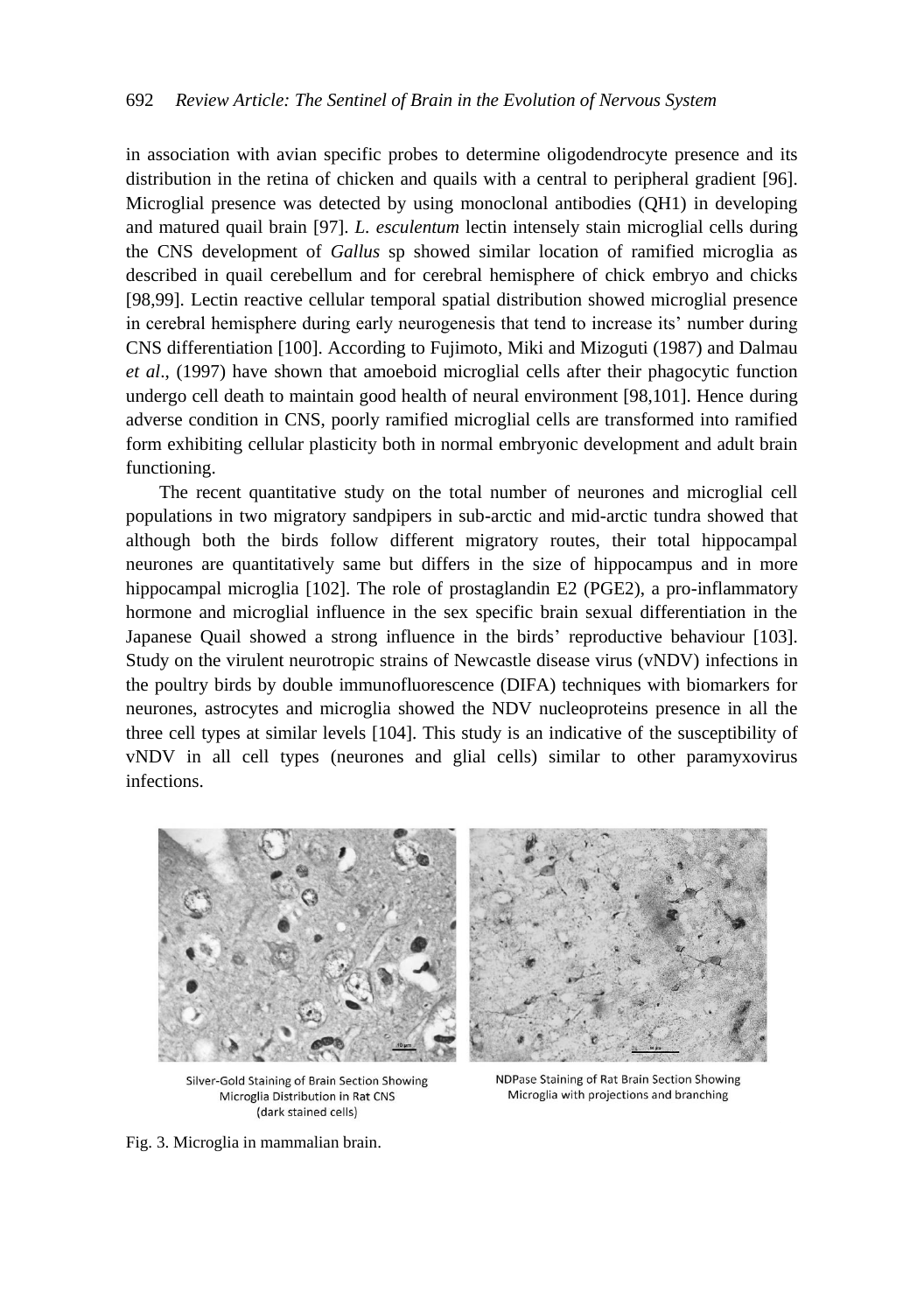in association with avian specific probes to determine oligodendrocyte presence and its distribution in the retina of chicken and quails with a central to peripheral gradient [96]. Microglial presence was detected by using monoclonal antibodies (QH1) in developing and matured quail brain [97]. *L. esculentum* lectin intensely stain microglial cells during the CNS development of *Gallus* sp showed similar location of ramified microglia as described in quail cerebellum and for cerebral hemisphere of chick embryo and chicks [98,99]. Lectin reactive cellular temporal spatial distribution showed microglial presence in cerebral hemisphere during early neurogenesis that tend to increase its' number during CNS differentiation [100]. According to Fujimoto, Miki and Mizoguti (1987) and Dalmau *et al*., (1997) have shown that amoeboid microglial cells after their phagocytic function undergo cell death to maintain good health of neural environment [98,101]. Hence during adverse condition in CNS, poorly ramified microglial cells are transformed into ramified form exhibiting cellular plasticity both in normal embryonic development and adult brain functioning.

The recent quantitative study on the total number of neurones and microglial cell populations in two migratory sandpipers in sub-arctic and mid-arctic tundra showed that although both the birds follow different migratory routes, their total hippocampal neurones are quantitatively same but differs in the size of hippocampus and in more hippocampal microglia [102]. The role of prostaglandin E2 (PGE2), a pro-inflammatory hormone and microglial influence in the sex specific brain sexual differentiation in the Japanese Quail showed a strong influence in the birds' reproductive behaviour [103]. Study on the virulent neurotropic strains of Newcastle disease virus (vNDV) infections in the poultry birds by double immunofluorescence (DIFA) techniques with biomarkers for neurones, astrocytes and microglia showed the NDV nucleoproteins presence in all the three cell types at similar levels [104]. This study is an indicative of the susceptibility of vNDV in all cell types (neurones and glial cells) similar to other paramyxovirus infections.

Silver-Gold Staining of Brain Section Showing Microglia Distribution in Rat CNS (dark stained cells)

NDPase Staining of Rat Brain Section Showing Microglia with projections and branching

Fig. 3. Microglia in mammalian brain.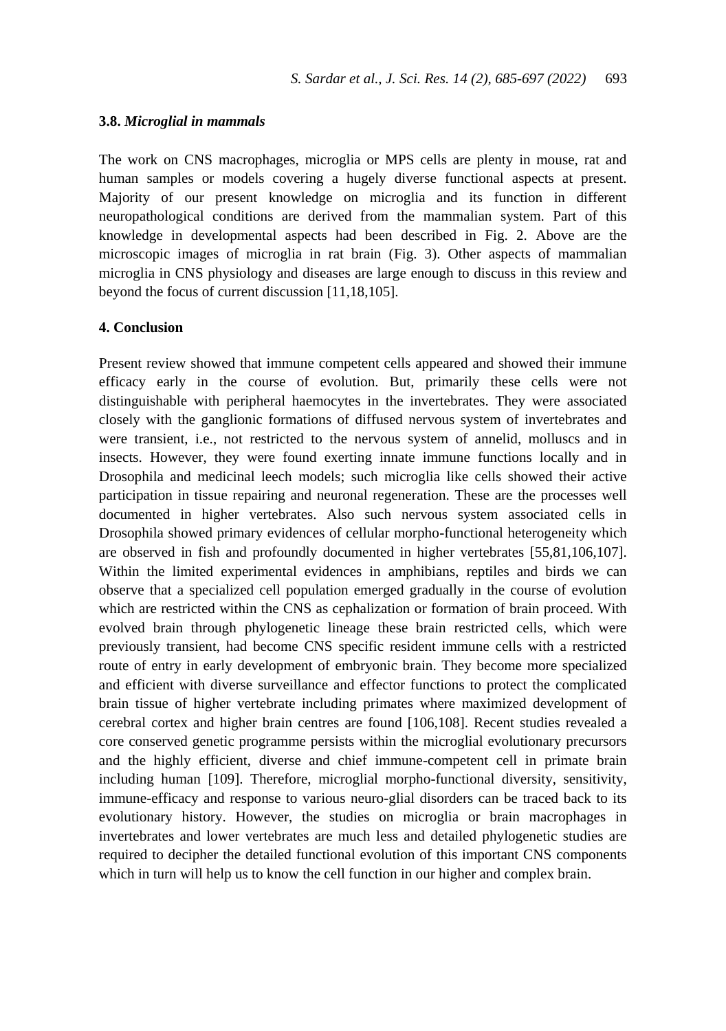### 3.8. *Microglial in mammals*

The work on CNS macrophages, microglia or MPS cells are plenty in mouse, rat and human samples or models covering a hugely diverse functional aspects at present. Majority of our present knowledge on microglia and its function in different neuropathological conditions are derived from the mammalian system. Part of this knowledge in developmental aspects had been described in Fig. 2. Above are the microscopic images of microglia in rat brain (Fig. 3). Other aspects of mammalian microglia in CNS physiology and diseases are large enough to discuss in this review and beyond the focus of current discussion [11,18,105].

## 4. Conclusion

Present review showed that immune competent cells appeared and showed their immune efficacy early in the course of evolution. But, primarily these cells were not distinguishable with peripheral haemocytes in the invertebrates. They were associated closely with the ganglionic formations of diffused nervous system of invertebrates and were transient, i.e., not restricted to the nervous system of annelid, molluscs and in insects. However, they were found exerting innate immune functions locally and in Drosophila and medicinal leech models; such microglia like cells showed their active participation in tissue repairing and neuronal regeneration. These are the processes well documented in higher vertebrates. Also such nervous system associated cells in Drosophila showed primary evidences of cellular morpho-functional heterogeneity which are observed in fish and profoundly documented in higher vertebrates [55,81,106,107]. Within the limited experimental evidences in amphibians, reptiles and birds we can observe that a specialized cell population emerged gradually in the course of evolution which are restricted within the CNS as cephalization or formation of brain proceed. With evolved brain through phylogenetic lineage these brain restricted cells, which were previously transient, had become CNS specific resident immune cells with a restricted route of entry in early development of embryonic brain. They become more specialized and efficient with diverse surveillance and effector functions to protect the complicated brain tissue of higher vertebrate including primates where maximized development of cerebral cortex and higher brain centres are found [106,108]. Recent studies revealed a core conserved genetic programme persists within the microglial evolutionary precursors and the highly efficient, diverse and chief immune-competent cell in primate brain including human [109]. Therefore, microglial morpho-functional diversity, sensitivity, immune-efficacy and response to various neuro-glial disorders can be traced back to its evolutionary history. However, the studies on microglia or brain macrophages in invertebrates and lower vertebrates are much less and detailed phylogenetic studies are required to decipher the detailed functional evolution of this important CNS components which in turn will help us to know the cell function in our higher and complex brain.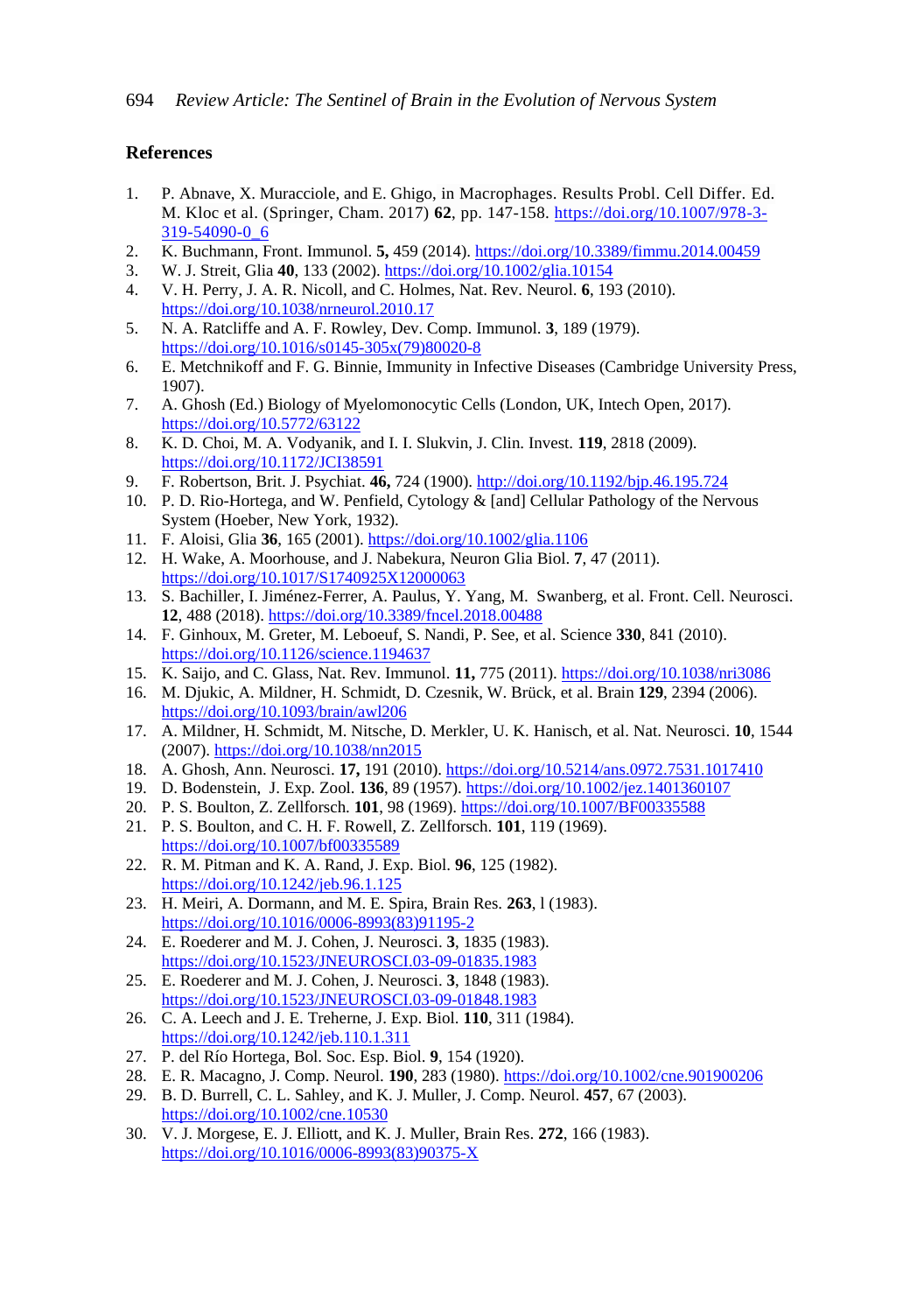## References

1. P. Abnave, X. Muracciole, and E. Ghigo, in Macrophages. Results Probl. Cell Differ. Ed. M. Kloc et al. (Springer, Cham. 2017) **62**, pp. 147-158. https://doi.org/10.1007/978-3-319-54090-0_6
2. K. Buchmann, Front. Immunol. **5,** 459 (2014). https://doi.org/10.3389/fimmu.2014.00459
3. W. J. Streit, Glia **40**, 133 (2002). https://doi.org/10.1002/glia.10154
4. V. H. Perry, J. A. R. Nicoll, and C. Holmes, Nat. Rev. Neurol. **6**, 193 (2010). https://doi.org/10.1038/nrneurol.2010.17
5. N. A. Ratcliffe and A. F. Rowley, Dev. Comp. Immunol. **3**, 189 (1979). https://doi.org/10.1016/s0145-305x(79)80020-8
6. E. Metchnikoff and F. G. Binnie, Immunity in Infective Diseases (Cambridge University Press, 1907).
7. A. Ghosh (Ed.) Biology of Myelomonocytic Cells (London, UK, Intech Open, 2017). https://doi.org/10.5772/63122
8. K. D. Choi, M. A. Vodyanik, and I. I. Slukvin, J. Clin. Invest. **119**, 2818 (2009). https://doi.org/10.1172/JCI38591
9. F. Robertson, Brit. J. Psychiat. **46,** 724 (1900). http://doi.org/10.1192/bjp.46.195.724
10. P. D. Rio-Hortega, and W. Penfield, Cytology & [and] Cellular Pathology of the Nervous System (Hoeber, New York, 1932).
11. F. Aloisi, Glia **36**, 165 (2001). https://doi.org/10.1002/glia.1106
12. H. Wake, A. Moorhouse, and J. Nabekura, Neuron Glia Biol. **7**, 47 (2011). https://doi.org/10.1017/S1740925X12000063
13. S. Bachiller, I. Jiménez-Ferrer, A. Paulus, Y. Yang, M. Swanberg, et al. Front. Cell. Neurosci. **12**, 488 (2018). https://doi.org/10.3389/fncel.2018.00488
14. F. Ginhoux, M. Greter, M. Leboeuf, S. Nandi, P. See, et al. Science **330**, 841 (2010). https://doi.org/10.1126/science.1194637
15. K. Saijo, and C. Glass, Nat. Rev. Immunol. **11,** 775 (2011). https://doi.org/10.1038/nri3086
16. M. Djukic, A. Mildner, H. Schmidt, D. Czesnik, W. Brück, et al. Brain **129**, 2394 (2006). https://doi.org/10.1093/brain/awl206
17. A. Mildner, H. Schmidt, M. Nitsche, D. Merkler, U. K. Hanisch, et al. Nat. Neurosci. **10**, 1544 (2007). https://doi.org/10.1038/nn2015
18. A. Ghosh, Ann. Neurosci. **17,** 191 (2010). https://doi.org/10.5214/ans.0972.7531.1017410
19. D. Bodenstein, J. Exp. Zool. **136**, 89 (1957). https://doi.org/10.1002/jez.1401360107
20. P. S. Boulton, Z. Zellforsch. **101**, 98 (1969). https://doi.org/10.1007/BF00335588
21. P. S. Boulton, and C. H. F. Rowell, Z. Zellforsch. **101**, 119 (1969). https://doi.org/10.1007/bf00335589
22. R. M. Pitman and K. A. Rand, J. Exp. Biol. **96**, 125 (1982). https://doi.org/10.1242/jeb.96.1.125
23. H. Meiri, A. Dormann, and M. E. Spira, Brain Res. **263**, l (1983). https://doi.org/10.1016/0006-8993(83)91195-2
24. E. Roederer and M. J. Cohen, J. Neurosci. **3**, 1835 (1983). https://doi.org/10.1523/JNEUROSCI.03-09-01835.1983
25. E. Roederer and M. J. Cohen, J. Neurosci. **3**, 1848 (1983). https://doi.org/10.1523/JNEUROSCI.03-09-01848.1983
26. C. A. Leech and J. E. Treherne, J. Exp. Biol. **110**, 311 (1984). https://doi.org/10.1242/jeb.110.1.311
27. P. del Río Hortega, Bol. Soc. Esp. Biol. **9**, 154 (1920).
28. E. R. Macagno, J. Comp. Neurol. **190**, 283 (1980). https://doi.org/10.1002/cne.901900206
29. B. D. Burrell, C. L. Sahley, and K. J. Muller, J. Comp. Neurol. **457**, 67 (2003). https://doi.org/10.1002/cne.10530
30. V. J. Morgese, E. J. Elliott, and K. J. Muller, Brain Res. **272**, 166 (1983). https://doi.org/10.1016/0006-8993(83)90375-X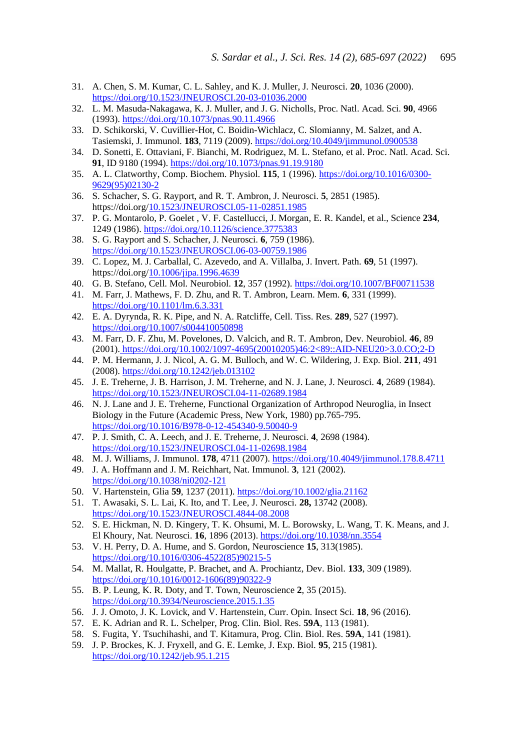31. A. Chen, S. M. Kumar, C. L. Sahley, and K. J. Muller, J. Neurosci. **20**, 1036 (2000). https://doi.org/10.1523/JNEUROSCI.20-03-01036.2000
32. L. M. Masuda-Nakagawa, K. J. Muller, and J. G. Nicholls, Proc. Natl. Acad. Sci. **90**, 4966 (1993). https://doi.org/10.1073/pnas.90.11.4966
33. D. Schikorski, V. Cuvillier-Hot, C. Boidin-Wichlacz, C. Slomianny, M. Salzet, and A. Tasiemski, J. Immunol. **183**, 7119 (2009). https://doi.org/10.4049/jimmunol.0900538
34. D. Sonetti, E. Ottaviani, F. Bianchi, M. Rodriguez, M. L. Stefano, et al. Proc. Natl. Acad. Sci. **91**, ID 9180 (1994). https://doi.org/10.1073/pnas.91.19.9180
35. A. L. Clatworthy, Comp. Biochem. Physiol. **115**, 1 (1996). https://doi.org/10.1016/0300-9629(95)02130-2
36. S. Schacher, S. G. Rayport, and R. T. Ambron, J. Neurosci. **5**, 2851 (1985). https://doi.org/10.1523/JNEUROSCI.05-11-02851.1985
37. P. G. Montarolo, P. Goelet , V. F. Castellucci, J. Morgan, E. R. Kandel, et al., Science **234**, 1249 (1986). https://doi.org/10.1126/science.3775383
38. S. G. Rayport and S. Schacher, J. Neurosci. **6**, 759 (1986). https://doi.org/10.1523/JNEUROSCI.06-03-00759.1986
39. C. Lopez, M. J. Carballal, C. Azevedo, and A. Villalba, J. Invert. Path. **69**, 51 (1997). https://doi.org/10.1006/jipa.1996.4639
40. G. B. Stefano, Cell. Mol. Neurobiol. **12**, 357 (1992). https://doi.org/10.1007/BF00711538
41. M. Farr, J. Mathews, F. D. Zhu, and R. T. Ambron, Learn. Mem. **6**, 331 (1999). https://doi.org/10.1101/lm.6.3.331
42. E. A. Dyrynda, R. K. Pipe, and N. A. Ratcliffe, Cell. Tiss. Res. **289**, 527 (1997). https://doi.org/10.1007/s004410050898
43. M. Farr, D. F. Zhu, M. Povelones, D. Valcich, and R. T. Ambron, Dev. Neurobiol. **46**, 89 (2001). https://doi.org/10.1002/1097-4695(20010205)46:2<89::AID-NEU20>3.0.CO;2-D
44. P. M. Hermann, J. J. Nicol, A. G. M. Bulloch, and W. C. Wildering, J. Exp. Biol. **211**, 491 (2008). https://doi.org/10.1242/jeb.013102
45. J. E. Treherne, J. B. Harrison, J. M. Treherne, and N. J. Lane, J. Neurosci. **4**, 2689 (1984). https://doi.org/10.1523/JNEUROSCI.04-11-02689.1984
46. N. J. Lane and J. E. Treherne, Functional Organization of Arthropod Neuroglia, in Insect Biology in the Future (Academic Press, New York, 1980) pp.765-795. https://doi.org/10.1016/B978-0-12-454340-9.50040-9
47. P. J. Smith, C. A. Leech, and J. E. Treherne, J. Neurosci. **4**, 2698 (1984). https://doi.org/10.1523/JNEUROSCI.04-11-02698.1984
48. M. J. Williams, J. Immunol. **178**, 4711 (2007). https://doi.org/10.4049/jimmunol.178.8.4711
49. J. A. Hoffmann and J. M. Reichhart, Nat. Immunol. **3**, 121 (2002). https://doi.org/10.1038/ni0202-121
50. V. Hartenstein, Glia **59**, 1237 (2011). https://doi.org/10.1002/glia.21162
51. T. Awasaki, S. L. Lai, K. Ito, and T. Lee, J. Neurosci. **28,** 13742 (2008). https://doi.org/10.1523/JNEUROSCI.4844-08.2008
52. S. E. Hickman, N. D. Kingery, T. K. Ohsumi, M. L. Borowsky, L. Wang, T. K. Means, and J. El Khoury, Nat. Neurosci. **16**, 1896 (2013). https://doi.org/10.1038/nn.3554
53. V. H. Perry, D. A. Hume, and S. Gordon, Neuroscience **15**, 313(1985). https://doi.org/10.1016/0306-4522(85)90215-5
54. M. Mallat, R. Houlgatte, P. Brachet, and A. Prochiantz, Dev. Biol. **133**, 309 (1989). https://doi.org/10.1016/0012-1606(89)90322-9
55. B. P. Leung, K. R. Doty, and T. Town, Neuroscience **2**, 35 (2015). https://doi.org/10.3934/Neuroscience.2015.1.35
56. J. J. Omoto, J. K. Lovick, and V. Hartenstein, Curr. Opin. Insect Sci. **18**, 96 (2016).
57. E. K. Adrian and R. L. Schelper, Prog. Clin. Biol. Res. **59A**, 113 (1981).
58. S. Fugita, Y. Tsuchihashi, and T. Kitamura, Prog. Clin. Biol. Res. **59A**, 141 (1981).
59. J. P. Brockes, K. J. Fryxell, and G. E. Lemke, J. Exp. Biol. **95**, 215 (1981). https://doi.org/10.1242/jeb.95.1.215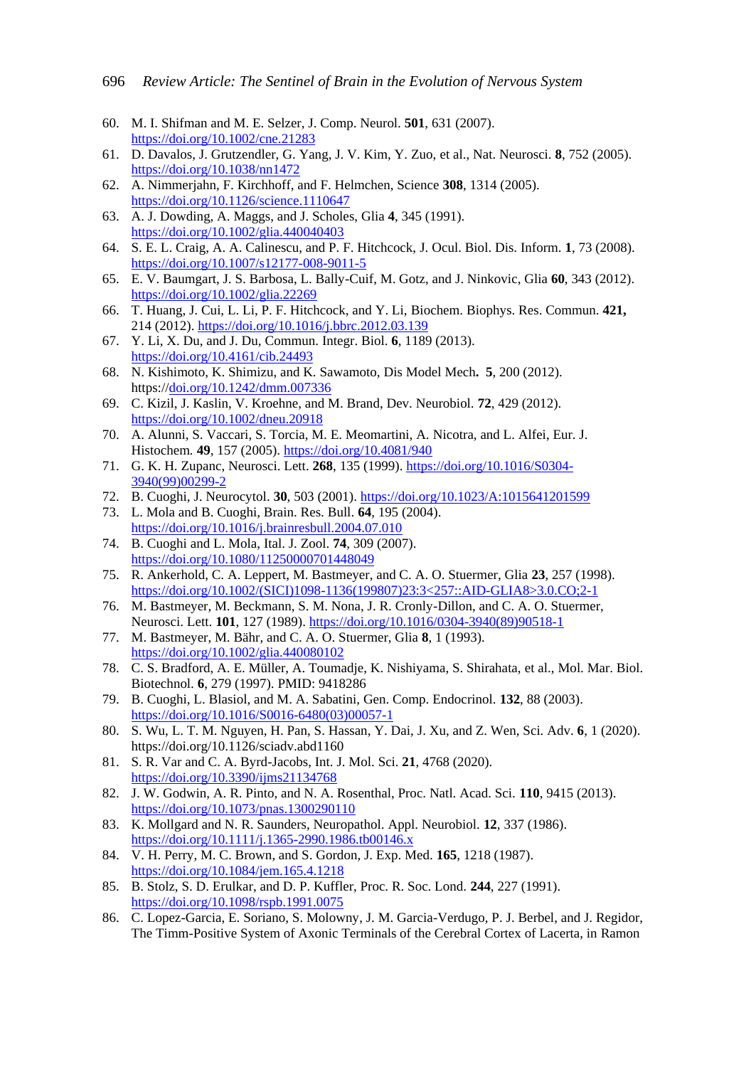60. M. I. Shifman and M. E. Selzer, J. Comp. Neurol. **501**, 631 (2007). https://doi.org/10.1002/cne.21283
61. D. Davalos, J. Grutzendler, G. Yang, J. V. Kim, Y. Zuo, et al., Nat. Neurosci. **8**, 752 (2005). https://doi.org/10.1038/nn1472
62. A. Nimmerjahn, F. Kirchhoff, and F. Helmchen, Science **308**, 1314 (2005). https://doi.org/10.1126/science.1110647
63. A. J. Dowding, A. Maggs, and J. Scholes, Glia **4**, 345 (1991). https://doi.org/10.1002/glia.440040403
64. S. E. L. Craig, A. A. Calinescu, and P. F. Hitchcock, J. Ocul. Biol. Dis. Inform. **1**, 73 (2008). https://doi.org/10.1007/s12177-008-9011-5
65. E. V. Baumgart, J. S. Barbosa, L. Bally-Cuif, M. Gotz, and J. Ninkovic, Glia **60**, 343 (2012). https://doi.org/10.1002/glia.22269
66. T. Huang, J. Cui, L. Li, P. F. Hitchcock, and Y. Li, Biochem. Biophys. Res. Commun. **421,** 214 (2012). https://doi.org/10.1016/j.bbrc.2012.03.139
67. Y. Li, X. Du, and J. Du, Commun. Integr. Biol. **6**, 1189 (2013). https://doi.org/10.4161/cib.24493
68. N. Kishimoto, K. Shimizu, and K. Sawamoto, Dis Model Mech**. 5**, 200 (2012). https://doi.org/10.1242/dmm.007336
69. C. Kizil, J. Kaslin, V. Kroehne, and M. Brand, Dev. Neurobiol. **72**, 429 (2012). https://doi.org/10.1002/dneu.20918
70. A. Alunni, S. Vaccari, S. Torcia, M. E. Meomartini, A. Nicotra, and L. Alfei, Eur. J. Histochem. **49**, 157 (2005). https://doi.org/10.4081/940
71. G. K. H. Zupanc, Neurosci. Lett. **268**, 135 (1999). https://doi.org/10.1016/S0304-3940(99)00299-2
72. B. Cuoghi, J. Neurocytol. **30**, 503 (2001). https://doi.org/10.1023/A:1015641201599
73. L. Mola and B. Cuoghi, Brain. Res. Bull. **64**, 195 (2004). https://doi.org/10.1016/j.brainresbull.2004.07.010
74. B. Cuoghi and L. Mola, Ital. J. Zool. **74**, 309 (2007). https://doi.org/10.1080/11250000701448049
75. R. Ankerhold, C. A. Leppert, M. Bastmeyer, and C. A. O. Stuermer, Glia **23**, 257 (1998). https://doi.org/10.1002/(SICI)1098-1136(199807)23:3<257::AID-GLIA8>3.0.CO;2-1
76. M. Bastmeyer, M. Beckmann, S. M. Nona, J. R. Cronly-Dillon, and C. A. O. Stuermer, Neurosci. Lett. **101**, 127 (1989). https://doi.org/10.1016/0304-3940(89)90518-1
77. M. Bastmeyer, M. Bähr, and C. A. O. Stuermer, Glia **8**, 1 (1993). https://doi.org/10.1002/glia.440080102
78. C. S. Bradford, A. E. Müller, A. Toumadje, K. Nishiyama, S. Shirahata, et al., Mol. Mar. Biol. Biotechnol. **6**, 279 (1997). PMID: 9418286
79. B. Cuoghi, L. Blasiol, and M. A. Sabatini, Gen. Comp. Endocrinol. **132**, 88 (2003). https://doi.org/10.1016/S0016-6480(03)00057-1
80. S. Wu, L. T. M. Nguyen, H. Pan, S. Hassan, Y. Dai, J. Xu, and Z. Wen, Sci. Adv. **6**, 1 (2020). https://doi.org/10.1126/sciadv.abd1160
81. S. R. Var and C. A. Byrd-Jacobs, Int. J. Mol. Sci. **21**, 4768 (2020). https://doi.org/10.3390/ijms21134768
82. J. W. Godwin, A. R. Pinto, and N. A. Rosenthal, Proc. Natl. Acad. Sci. **110**, 9415 (2013). https://doi.org/10.1073/pnas.1300290110
83. K. Mollgard and N. R. Saunders, Neuropathol. Appl. Neurobiol. **12**, 337 (1986). https://doi.org/10.1111/j.1365-2990.1986.tb00146.x
84. V. H. Perry, M. C. Brown, and S. Gordon, J. Exp. Med. **165**, 1218 (1987). https://doi.org/10.1084/jem.165.4.1218
85. B. Stolz, S. D. Erulkar, and D. P. Kuffler, Proc. R. Soc. Lond. **244**, 227 (1991). https://doi.org/10.1098/rspb.1991.0075
86. C. Lopez-Garcia, E. Soriano, S. Molowny, J. M. Garcia-Verdugo, P. J. Berbel, and J. Regidor, The Timm-Positive System of Axonic Terminals of the Cerebral Cortex of Lacerta, in Ramon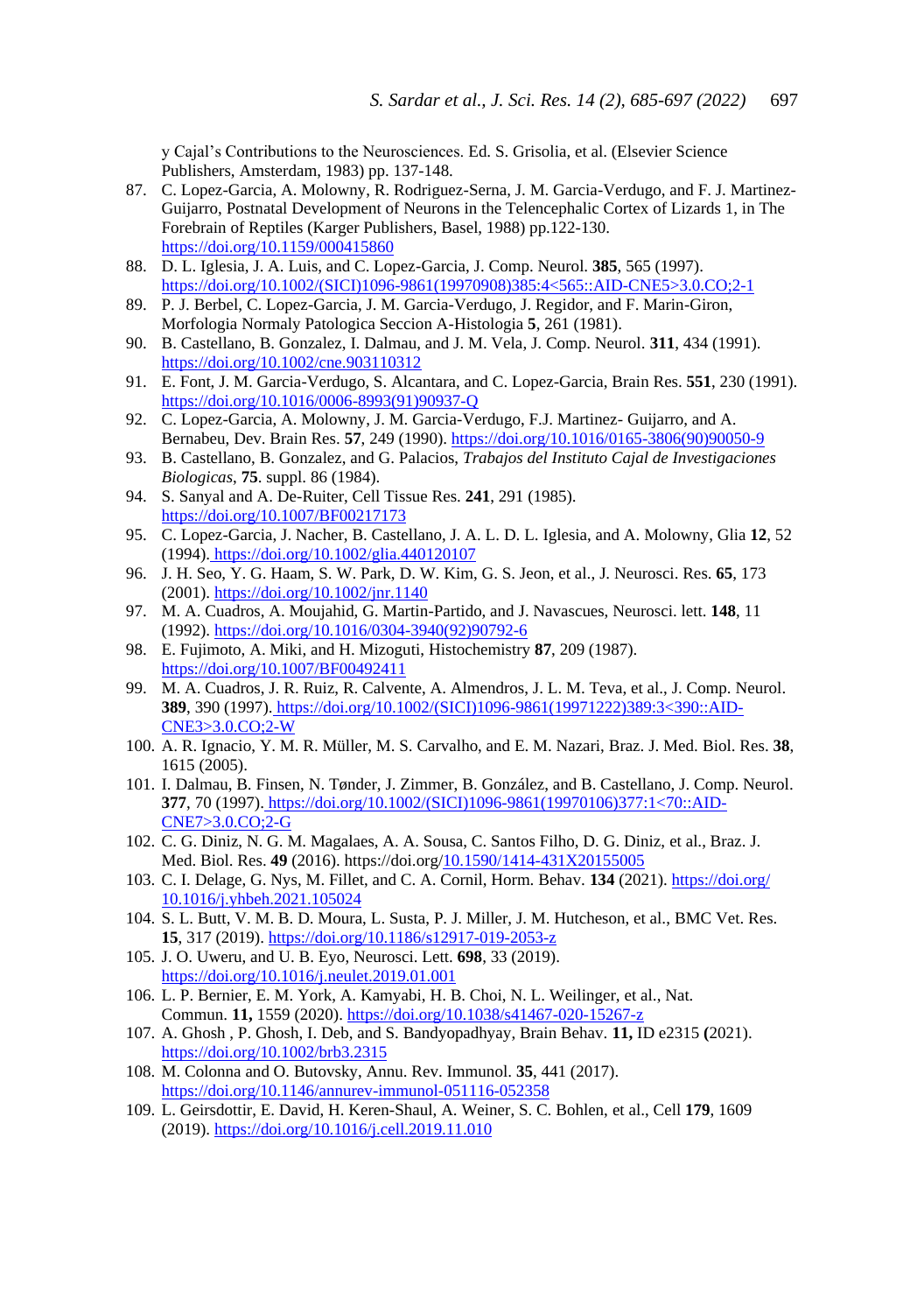y Cajal's Contributions to the Neurosciences. Ed. S. Grisolia, et al. (Elsevier Science Publishers, Amsterdam, 1983) pp. 137-148.

87. C. Lopez-Garcia, A. Molowny, R. Rodriguez-Serna, J. M. Garcia-Verdugo, and F. J. Martinez-Guijarro, Postnatal Development of Neurons in the Telencephalic Cortex of Lizards 1, in The Forebrain of Reptiles (Karger Publishers, Basel, 1988) pp.122-130. https://doi.org/10.1159/000415860
88. D. L. Iglesia, J. A. Luis, and C. Lopez-Garcia, J. Comp. Neurol. **385**, 565 (1997). https://doi.org/10.1002/(SICI)1096-9861(19970908)385:4<565::AID-CNE5>3.0.CO;2-1
89. P. J. Berbel, C. Lopez-Garcia, J. M. Garcia-Verdugo, J. Regidor, and F. Marin-Giron, Morfologia Normaly Patologica Seccion A-Histologia **5**, 261 (1981).
90. B. Castellano, B. Gonzalez, I. Dalmau, and J. M. Vela, J. Comp. Neurol. **311**, 434 (1991). https://doi.org/10.1002/cne.903110312
91. E. Font, J. M. Garcia-Verdugo, S. Alcantara, and C. Lopez-Garcia, Brain Res. **551**, 230 (1991). https://doi.org/10.1016/0006-8993(91)90937-Q
92. C. Lopez-Garcia, A. Molowny, J. M. Garcia-Verdugo, F.J. Martinez- Guijarro, and A. Bernabeu, Dev. Brain Res. **57**, 249 (1990). https://doi.org/10.1016/0165-3806(90)90050-9
93. B. Castellano, B. Gonzalez, and G. Palacios, *Trabajos del Instituto Cajal de Investigaciones Biologicas*, **75**. suppl. 86 (1984).
94. S. Sanyal and A. De-Ruiter, Cell Tissue Res. **241**, 291 (1985). https://doi.org/10.1007/BF00217173
95. C. Lopez-Garcia, J. Nacher, B. Castellano, J. A. L. D. L. Iglesia, and A. Molowny, Glia **12**, 52 (1994). https://doi.org/10.1002/glia.440120107
96. J. H. Seo, Y. G. Haam, S. W. Park, D. W. Kim, G. S. Jeon, et al., J. Neurosci. Res. **65**, 173 (2001). https://doi.org/10.1002/jnr.1140
97. M. A. Cuadros, A. Moujahid, G. Martin-Partido, and J. Navascues, Neurosci. lett. **148**, 11 (1992). https://doi.org/10.1016/0304-3940(92)90792-6
98. E. Fujimoto, A. Miki, and H. Mizoguti, Histochemistry **87**, 209 (1987). https://doi.org/10.1007/BF00492411
99. M. A. Cuadros, J. R. Ruiz, R. Calvente, A. Almendros, J. L. M. Teva, et al., J. Comp. Neurol. **389**, 390 (1997). https://doi.org/10.1002/(SICI)1096-9861(19971222)389:3<390::AID-CNE3>3.0.CO;2-W
100. A. R. Ignacio, Y. M. R. Müller, M. S. Carvalho, and E. M. Nazari, Braz. J. Med. Biol. Res. **38**, 1615 (2005).
101. I. Dalmau, B. Finsen, N. Tønder, J. Zimmer, B. González, and B. Castellano, J. Comp. Neurol. **377**, 70 (1997). https://doi.org/10.1002/(SICI)1096-9861(19970106)377:1<70::AID-CNE7>3.0.CO;2-G
102. C. G. Diniz, N. G. M. Magalaes, A. A. Sousa, C. Santos Filho, D. G. Diniz, et al., Braz. J. Med. Biol. Res. **49** (2016). https://doi.org/10.1590/1414-431X20155005
103. C. I. Delage, G. Nys, M. Fillet, and C. A. Cornil, Horm. Behav. **134** (2021). https://doi.org/10.1016/j.yhbeh.2021.105024
104. S. L. Butt, V. M. B. D. Moura, L. Susta, P. J. Miller, J. M. Hutcheson, et al., BMC Vet. Res. **15**, 317 (2019). https://doi.org/10.1186/s12917-019-2053-z
105. J. O. Uweru, and U. B. Eyo, Neurosci. Lett. **698**, 33 (2019). https://doi.org/10.1016/j.neulet.2019.01.001
106. L. P. Bernier, E. M. York, A. Kamyabi, H. B. Choi, N. L. Weilinger, et al., Nat. Commun. **11,** 1559 (2020). https://doi.org/10.1038/s41467-020-15267-z
107. A. Ghosh , P. Ghosh, I. Deb, and S. Bandyopadhyay, Brain Behav. **11,** ID e2315 **(**2021). https://doi.org/10.1002/brb3.2315
108. M. Colonna and O. Butovsky, Annu. Rev. Immunol. **35**, 441 (2017). https://doi.org/10.1146/annurev-immunol-051116-052358
109. L. Geirsdottir, E. David, H. Keren-Shaul, A. Weiner, S. C. Bohlen, et al., Cell **179**, 1609 (2019). https://doi.org/10.1016/j.cell.2019.11.010